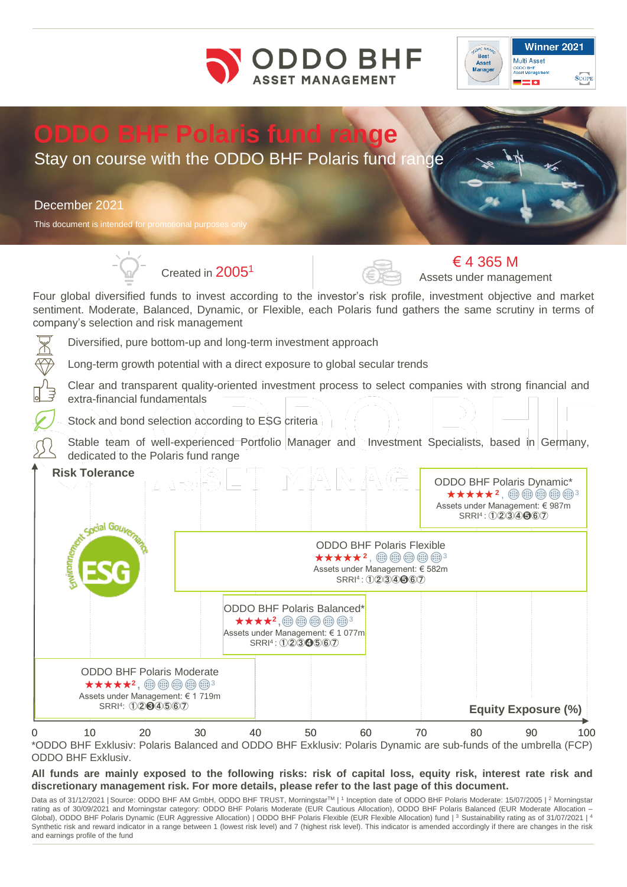# ODDO BHF Polaris fund range

Stay on course with the ODDO BHF Polaris fund range

December 2021

This document is intended for promotional purposes only

Created in 2005[1]

€ 4 365 M
Assets under management

Four global diversified funds to invest according to the investor's risk profile, investment objective and market sentiment. Moderate, Balanced, Dynamic, or Flexible, each Polaris fund gathers the same scrutiny in terms of company's selection and risk management

- Diversified, pure bottom-up and long-term investment approach
- Long-term growth potential with a direct exposure to global secular trends
- Clear and transparent quality-oriented investment process to select companies with strong financial and extra-financial fundamentals
- Stock and bond selection according to ESG criteria
- Stable team of well-experienced Portfolio Manager and Investment Specialists, based in Germany, dedicated to the Polaris fund range

**Risk Tolerance**

**ODDO BHF Polaris Dynamic***
★★★★★[2], 🌐🌐🌐🌐🌐[3]
Assets under Management: € 987m
SRRI[4]: 1 2 3 4 **5** 6 7

**ODDO BHF Polaris Flexible**
★★★★★[2], 🌐🌐🌐🌐🌐[3]
Assets under Management: € 582m
SRRI[4]: 1 2 3 4 **5** 6 7

**ODDO BHF Polaris Balanced***
★★★★[2], 🌐🌐🌐🌐🌐[3]
Assets under Management: € 1 077m
SRRI[4]: 1 2 3 **4** 5 6 7

**ODDO BHF Polaris Moderate**
★★★★★[2], 🌐🌐🌐🌐🌐[3]
Assets under Management: € 1 719m
SRRI[4]: 1 2 **3** 4 5 6 7

**Equity Exposure (%)**: 0 – 10 – 20 – 30 – 40 – 50 – 60 – 70 – 80 – 90 – 100

*ODDO BHF Exklusiv: Polaris Balanced and ODDO BHF Exklusiv: Polaris Dynamic are sub-funds of the umbrella (FCP) ODDO BHF Exklusiv.

**All funds are mainly exposed to the following risks: risk of capital loss, equity risk, interest rate risk and discretionary management risk. For more details, please refer to the last page of this document.**

Data as of 31/12/2021 | Source: ODDO BHF AM GmbH, ODDO BHF TRUST, Morningstar™ | [1] Inception date of ODDO BHF Polaris Moderate: 15/07/2005 | [2] Morningstar rating as of 30/09/2021 and Morningstar category: ODDO BHF Polaris Moderate (EUR Cautious Allocation), ODDO BHF Polaris Balanced (EUR Moderate Allocation – Global), ODDO BHF Polaris Dynamic (EUR Aggressive Allocation) | ODDO BHF Polaris Flexible (EUR Flexible Allocation) fund | [3] Sustainability rating as of 31/07/2021 | [4] Synthetic risk and reward indicator in a range between 1 (lowest risk level) and 7 (highest risk level). This indicator is amended accordingly if there are changes in the risk and earnings profile of the fund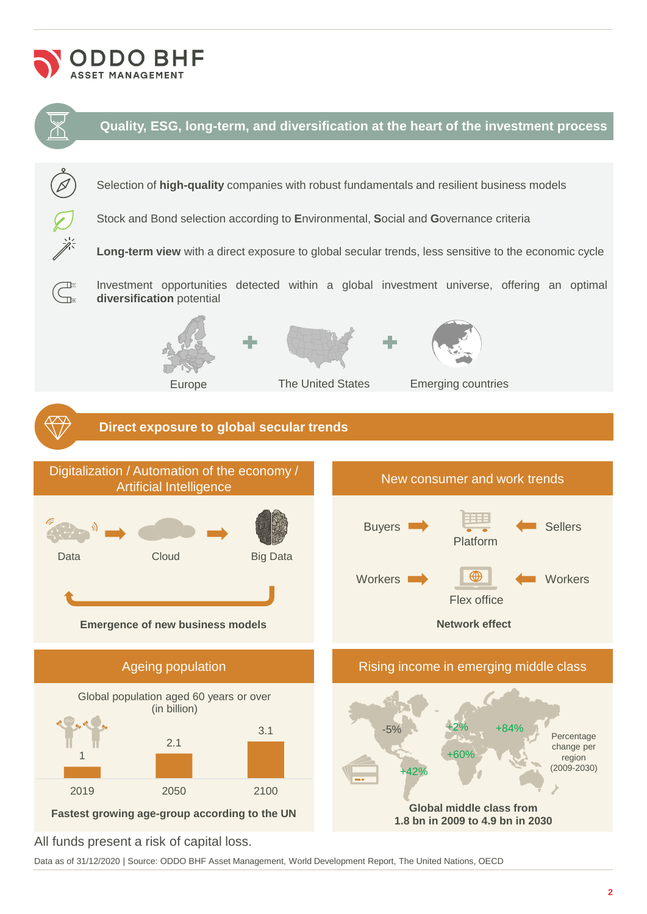## Quality, ESG, long-term, and diversification at the heart of the investment process

Selection of **high-quality** companies with robust fundamentals and resilient business models

Stock and Bond selection according to **E**nvironmental, **S**ocial and **G**overnance criteria

**Long-term view** with a direct exposure to global secular trends, less sensitive to the economic cycle

Investment opportunities detected within a global investment universe, offering an optimal **diversification** potential

Europe + The United States + Emerging countries

## Direct exposure to global secular trends

### Digitalization / Automation of the economy / Artificial Intelligence

Data → Cloud → Big Data

**Emergence of new business models**

### New consumer and work trends

Buyers → Platform ← Sellers

Workers → Flex office ← Workers

**Network effect**

### Ageing population

Global population aged 60 years or over (in billion)

| Year | Population (billion) |
| --- | --- |
| 2019 | 1 |
| 2050 | 2.1 |
| 2100 | 3.1 |

**Fastest growing age-group according to the UN**

### Rising income in emerging middle class

Percentage change per region (2009-2030): -5%, +2%, +84%, +60%, +42%

**Global middle class from 1.8 bn in 2009 to 4.9 bn in 2030**

All funds present a risk of capital loss.

Data as of 31/12/2020 | Source: ODDO BHF Asset Management, World Development Report, The United Nations, OECD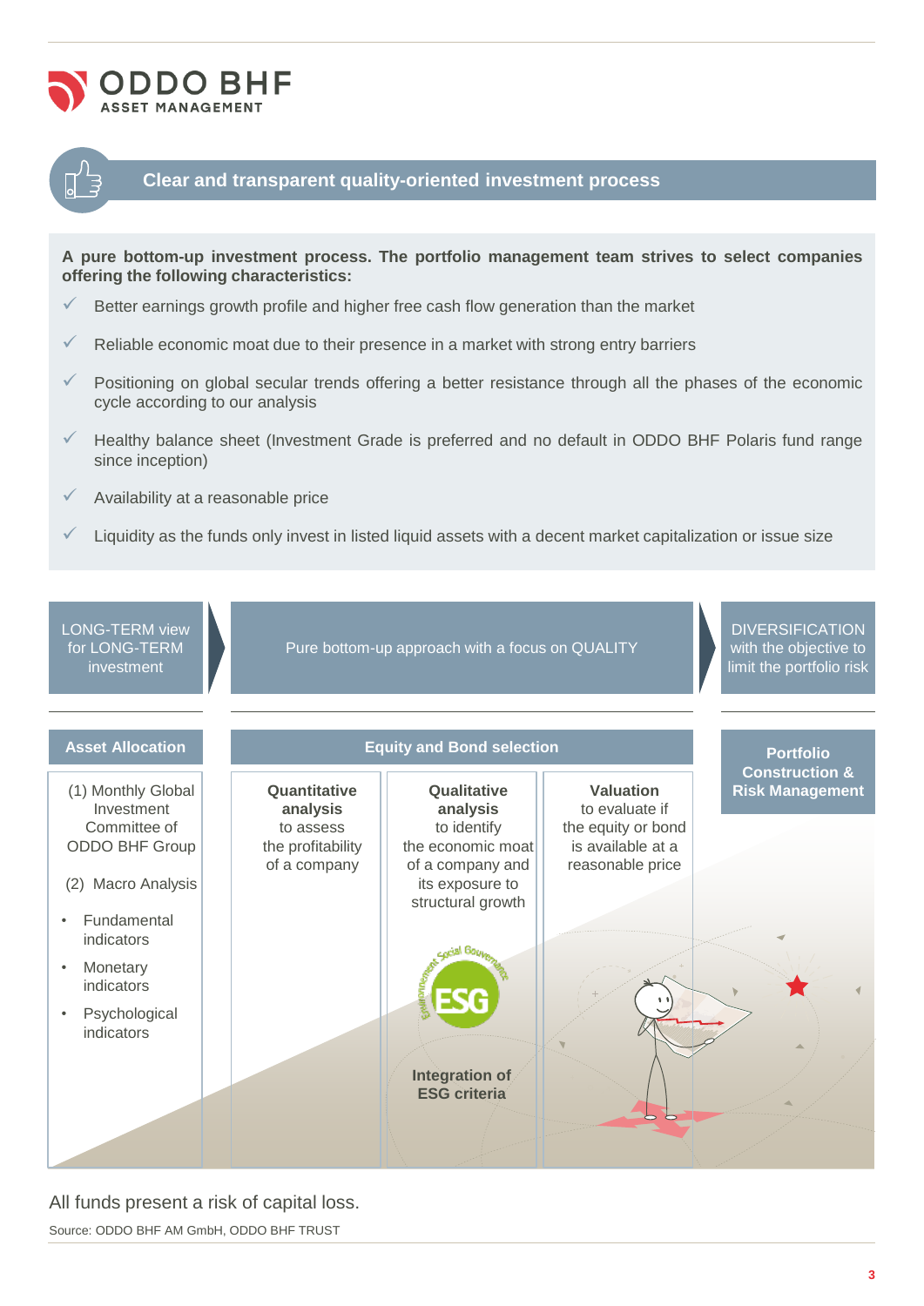## Clear and transparent quality-oriented investment process

**A pure bottom-up investment process. The portfolio management team strives to select companies offering the following characteristics:**

- ✓ Better earnings growth profile and higher free cash flow generation than the market
- ✓ Reliable economic moat due to their presence in a market with strong entry barriers
- ✓ Positioning on global secular trends offering a better resistance through all the phases of the economic cycle according to our analysis
- ✓ Healthy balance sheet (Investment Grade is preferred and no default in ODDO BHF Polaris fund range since inception)
- ✓ Availability at a reasonable price
- ✓ Liquidity as the funds only invest in listed liquid assets with a decent market capitalization or issue size

| LONG-TERM view for LONG-TERM investment | Pure bottom-up approach with a focus on QUALITY | | | DIVERSIFICATION with the objective to limit the portfolio risk |
|---|---|---|---|---|
| **Asset Allocation** | **Equity and Bond selection** | | | **Portfolio Construction & Risk Management** |
| (1) Monthly Global Investment Committee of ODDO BHF Group<br><br>(2) Macro Analysis<br>• Fundamental indicators<br>• Monetary indicators<br>• Psychological indicators | **Quantitative analysis** to assess the profitability of a company | **Qualitative analysis** to identify the economic moat of a company and its exposure to structural growth<br><br>**Integration of ESG criteria** | **Valuation** to evaluate if the equity or bond is available at a reasonable price | |

All funds present a risk of capital loss.

Source: ODDO BHF AM GmbH, ODDO BHF TRUST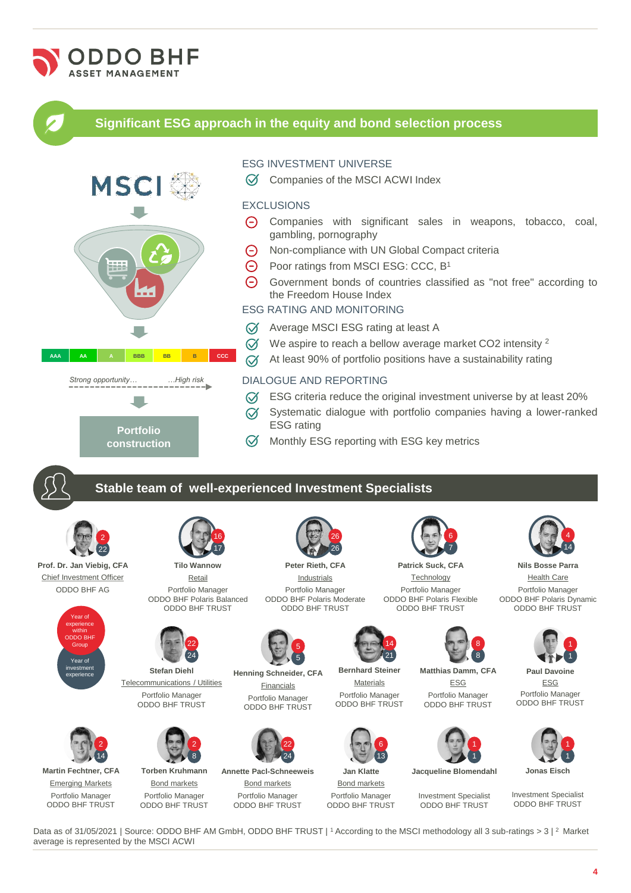# ODDO BHF ASSET MANAGEMENT

## Significant ESG approach in the equity and bond selection process

MSCI

| AAA | AA | A | BBB | BB | B | CCC |
|---|---|---|---|---|---|---|

*Strong opportunity… …High risk*

**Portfolio construction**

### ESG INVESTMENT UNIVERSE

- Companies of the MSCI ACWI Index

### EXCLUSIONS

- Companies with significant sales in weapons, tobacco, coal, gambling, pornography
- Non-compliance with UN Global Compact criteria
- Poor ratings from MSCI ESG: CCC, B[1]
- Government bonds of countries classified as "not free" according to the Freedom House Index

### ESG RATING AND MONITORING

- Average MSCI ESG rating at least A
- We aspire to reach a bellow average market CO2 intensity [2]
- At least 90% of portfolio positions have a sustainability rating

### DIALOGUE AND REPORTING

- ESG criteria reduce the original investment universe by at least 20%
- Systematic dialogue with portfolio companies having a lower-ranked ESG rating
- Monthly ESG reporting with ESG key metrics

## Stable team of well-experienced Investment Specialists

Legend: upper number = Year of experience within ODDO BHF Group; lower number = Year of investment experience

| Name | Sector | Role | Years within ODDO BHF Group | Years of investment experience |
|---|---|---|---|---|
| Prof. Dr. Jan Viebig, CFA | Chief Investment Officer | ODDO BHF AG | 2 | 22 |
| Tilo Wannow | Retail | Portfolio Manager, ODDO BHF Polaris Balanced, ODDO BHF TRUST | 16 | 17 |
| Peter Rieth, CFA | Industrials | Portfolio Manager, ODDO BHF Polaris Moderate, ODDO BHF TRUST | 26 | 26 |
| Patrick Suck, CFA | Technology | Portfolio Manager, ODDO BHF Polaris Flexible, ODDO BHF TRUST | 6 | 7 |
| Nils Bosse Parra | Health Care | Portfolio Manager, ODDO BHF Polaris Dynamic, ODDO BHF TRUST | 4 | 14 |
| Stefan Diehl | Telecommunications / Utilities | Portfolio Manager, ODDO BHF TRUST | 22 | 24 |
| Henning Schneider, CFA | Financials | Portfolio Manager, ODDO BHF TRUST | 5 | 5 |
| Bernhard Steiner | Materials | Portfolio Manager, ODDO BHF TRUST | 14 | 21 |
| Matthias Damm, CFA | ESG | Portfolio Manager, ODDO BHF TRUST | 8 | 8 |
| Paul Davoine | ESG | Portfolio Manager, ODDO BHF TRUST | 1 | 1 |
| Martin Fechtner, CFA | Emerging Markets | Portfolio Manager, ODDO BHF TRUST | 2 | 14 |
| Torben Kruhmann | Bond markets | Portfolio Manager, ODDO BHF TRUST | 2 | 8 |
| Annette Pacl-Schneeweis | Bond markets | Portfolio Manager, ODDO BHF TRUST | 22 | 24 |
| Jan Klatte | Bond markets | Portfolio Manager, ODDO BHF TRUST | 6 | 13 |
| Jacqueline Blomendahl | | Investment Specialist, ODDO BHF TRUST | 1 | 1 |
| Jonas Eisch | | Investment Specialist, ODDO BHF TRUST | 1 | 1 |

Data as of 31/05/2021 | Source: ODDO BHF AM GmbH, ODDO BHF TRUST | [1] According to the MSCI methodology all 3 sub-ratings > 3 | [2] Market average is represented by the MSCI ACWI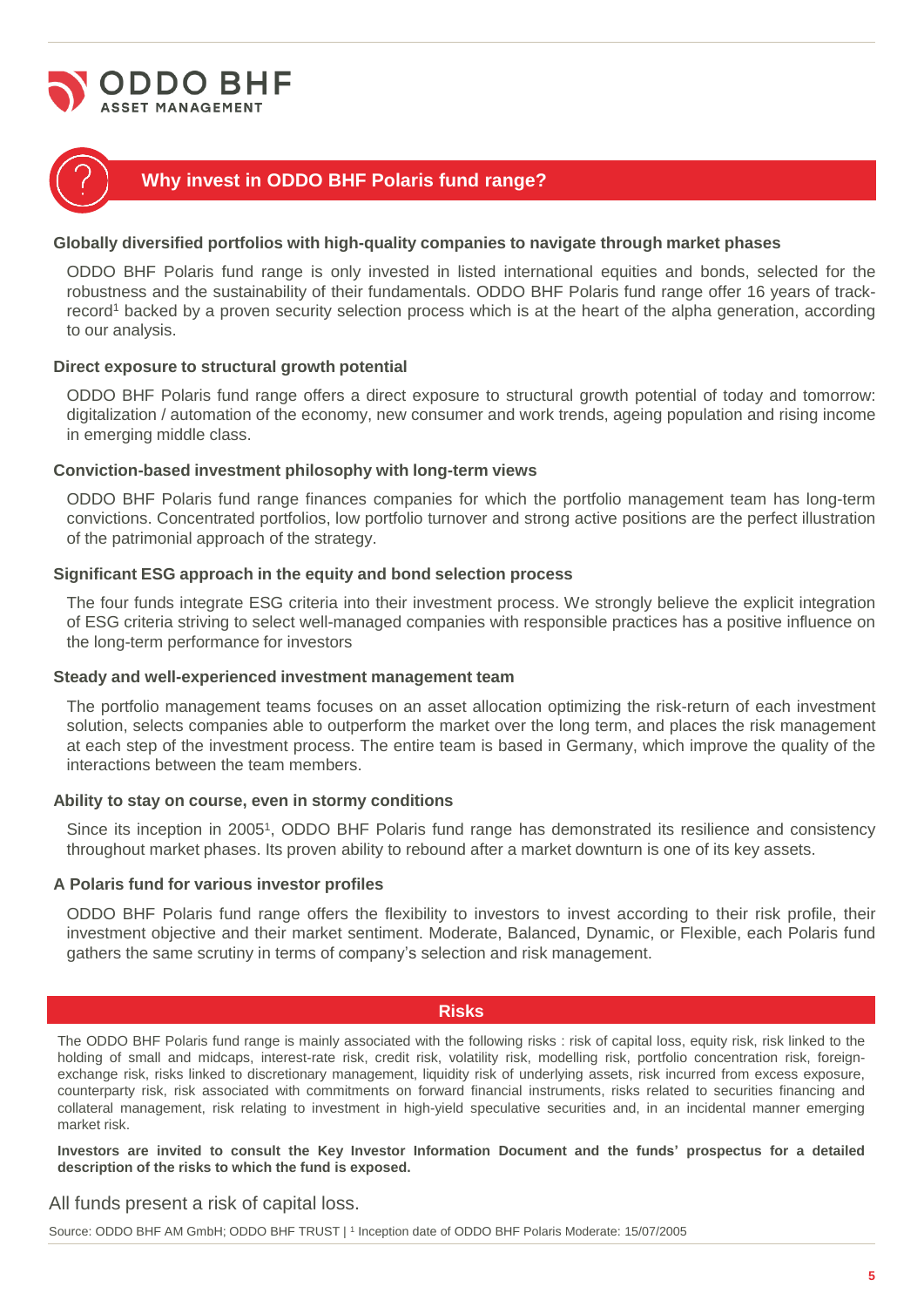ODDO BHF
ASSET MANAGEMENT

## Why invest in ODDO BHF Polaris fund range?

### Globally diversified portfolios with high-quality companies to navigate through market phases

ODDO BHF Polaris fund range is only invested in listed international equities and bonds, selected for the robustness and the sustainability of their fundamentals. ODDO BHF Polaris fund range offer 16 years of track-record[1] backed by a proven security selection process which is at the heart of the alpha generation, according to our analysis.

### Direct exposure to structural growth potential

ODDO BHF Polaris fund range offers a direct exposure to structural growth potential of today and tomorrow: digitalization / automation of the economy, new consumer and work trends, ageing population and rising income in emerging middle class.

### Conviction-based investment philosophy with long-term views

ODDO BHF Polaris fund range finances companies for which the portfolio management team has long-term convictions. Concentrated portfolios, low portfolio turnover and strong active positions are the perfect illustration of the patrimonial approach of the strategy.

### Significant ESG approach in the equity and bond selection process

The four funds integrate ESG criteria into their investment process. We strongly believe the explicit integration of ESG criteria striving to select well-managed companies with responsible practices has a positive influence on the long-term performance for investors

### Steady and well-experienced investment management team

The portfolio management teams focuses on an asset allocation optimizing the risk-return of each investment solution, selects companies able to outperform the market over the long term, and places the risk management at each step of the investment process. The entire team is based in Germany, which improve the quality of the interactions between the team members.

### Ability to stay on course, even in stormy conditions

Since its inception in 2005[1], ODDO BHF Polaris fund range has demonstrated its resilience and consistency throughout market phases. Its proven ability to rebound after a market downturn is one of its key assets.

### A Polaris fund for various investor profiles

ODDO BHF Polaris fund range offers the flexibility to investors to invest according to their risk profile, their investment objective and their market sentiment. Moderate, Balanced, Dynamic, or Flexible, each Polaris fund gathers the same scrutiny in terms of company's selection and risk management.

## Risks

The ODDO BHF Polaris fund range is mainly associated with the following risks : risk of capital loss, equity risk, risk linked to the holding of small and midcaps, interest-rate risk, credit risk, volatility risk, modelling risk, portfolio concentration risk, foreign-exchange risk, risks linked to discretionary management, liquidity risk of underlying assets, risk incurred from excess exposure, counterparty risk, risk associated with commitments on forward financial instruments, risks related to securities financing and collateral management, risk relating to investment in high-yield speculative securities and, in an incidental manner emerging market risk.

**Investors are invited to consult the Key Investor Information Document and the funds' prospectus for a detailed description of the risks to which the fund is exposed.**

All funds present a risk of capital loss.

Source: ODDO BHF AM GmbH; ODDO BHF TRUST | [1] Inception date of ODDO BHF Polaris Moderate: 15/07/2005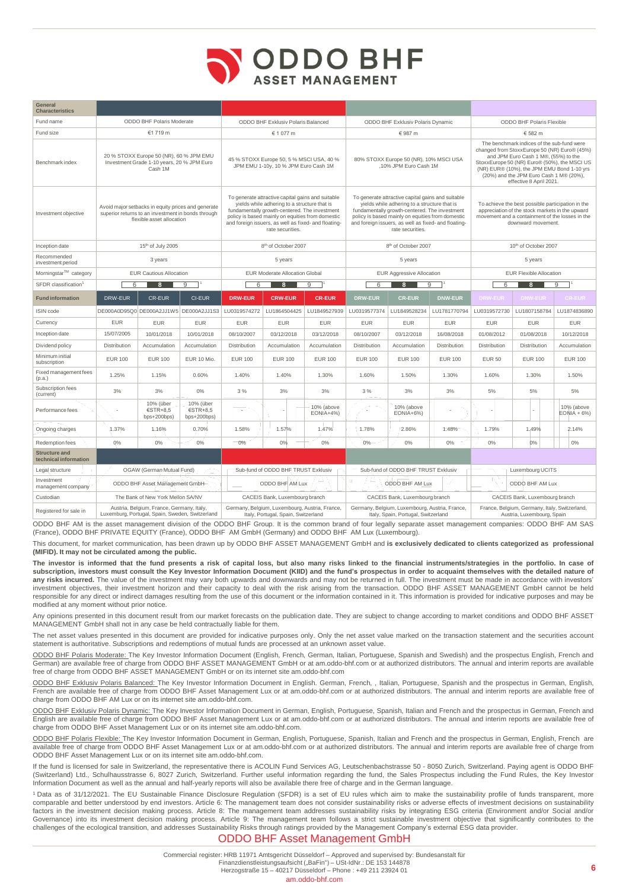# ODDO BHF ASSET MANAGEMENT

| General Characteristics | | | | | | | | | | | | |
|---|---|---|---|---|---|---|---|---|---|---|---|---|
| Fund name | ODDO BHF Polaris Moderate | | | ODDO BHF Exklusiv Polaris Balanced | | | ODDO BHF Exklusiv Polaris Dynamic | | | ODDO BHF Polaris Flexible | | |
| Fund size | €1 719 m | | | € 1 077 m | | | € 987 m | | | € 582 m | | |
| Benchmark index | 20 % STOXX Europe 50 (NR), 60 % JPM EMU Investment Grade 1-10 years, 20 % JPM Euro Cash 1M | | | 45 % STOXX Europe 50, 5 % MSCI USA, 40 % JPM EMU 1-10y, 10 % JPM Euro Cash 1M | | | 80% STOXX Europe 50 (NR), 10% MSCI USA ,10% JPM Euro Cash 1M | | | The benchmark indices of the sub-fund were changed from StoxxEurope 50 (NR) Euro® (45%) and JPM Euro Cash 1 M®, (55%) to the StoxxEurope 50 (NR) Euro® (50%), the MSCI US (NR) EUR® (10%), the JPM EMU Bond 1-10 yrs (20%) and the JPM Euro Cash 1 M® (20%), effective 8 April 2021. | | |
| Investment objective | Avoid major setbacks in equity prices and generate superior returns to an investment in bonds through flexible asset allocation | | | To generate attractive capital gains and suitable yields while adhering to a structure that is fundamentally growth-centered. The investment policy is based mainly on equities from domestic and foreign issuers, as well as fixed- and floating-rate securities. | | | To generate attractive capital gains and suitable yields while adhering to a structure that is fundamentally growth-centered. The investment policy is based mainly on equities from domestic and foreign issuers, as well as fixed- and floating-rate securities. | | | To achieve the best possible participation in the appreciation of the stock markets in the upward movement and a containment of the losses in the downward movement. | | |
| Inception date | 15th of July 2005 | | | 8th of October 2007 | | | 8th of October 2007 | | | 10th of October 2007 | | |
| Recommended investment period | 3 years | | | 5 years | | | 5 years | | | 5 years | | |
| Morningstar™ category | EUR Cautious Allocation | | | EUR Moderate Allocation Global | | | EUR Aggressive Allocation | | | EUR Flexible Allocation | | |
| SFDR classification[1] | 6 **8** 9 | | | 6 **8** 9 | | | 6 **8** 9 | | | 6 **8** 9 | | |
| **Fund information** | DRW-EUR | CR-EUR | CI-EUR | DRW-EUR | CRW-EUR | CR-EUR | DRW-EUR | CR-EUR | DNW-EUR | DRW-EUR | DNW-EUR | CR-EUR |
| ISIN code | DE000A0D95Q0 | DE000A2JJ1W5 | DE000A2JJ1S3 | LU0319574272 | LU1864504425 | LU1849527939 | LU0319577374 | LU1849528234 | LU1781770794 | LU0319572730 | LU1807158784 | LU1874836890 |
| Currency | EUR | EUR | EUR | EUR | EUR | EUR | EUR | EUR | EUR | EUR | EUR | EUR |
| Inception date | 15/07/2005 | 10/01/2018 | 10/01/2018 | 08/10/2007 | 03/12/2018 | 03/12/2018 | 08/10/2007 | 03/12/2018 | 16/08/2018 | 01/08/2012 | 01/08/2018 | 10/12/2018 |
| Dividend policy | Distribution | Accumulation | Accumulation | Distribution | Accumulation | Accumulation | Distribution | Accumulation | Distribution | Distribution | Distribution | Accumulation |
| Minimum initial subscription | EUR 100 | EUR 100 | EUR 10 Mio. | EUR 100 | EUR 100 | EUR 100 | EUR 100 | EUR 100 | EUR 100 | EUR 50 | EUR 100 | EUR 100 |
| Fixed management fees (p.a.) | 1.25% | 1.15% | 0.60% | 1.40% | 1.40% | 1.30% | 1.60% | 1.50% | 1.30% | 1.60% | 1.30% | 1.50% |
| Subscription fees (current) | 3% | 3% | 0% | 3 % | 3% | 3% | 3 % | 3% | 3% | 5% | 5% | 5% |
| Performance fees | - | 10% (über €STR+8,5 bps+200bps) | 10% (über €STR+8,5 bps+200bps) | - | - | 10% (above EONIA+4%) | - | 10% (above EONIA+6%) | - | - | - | 10% (above EONIA + 6%) |
| Ongoing charges | 1.37% | 1.16% | 0.70% | 1.58% | 1.57% | 1.47% | 1.78% | 2.86% | 1.48% | 1.79% | 1.49% | 2.14% |
| Redemption fees | 0% | 0% | 0% | 0% | 0% | 0% | 0% | 0% | 0% | 0% | 0% | 0% |
| **Structure and technical information** | | | | | | | | | | | | |
| Legal structure | OGAW (German Mutual Fund) | | | Sub-fund of ODDO BHF TRUST Exklusiv | | | Sub-fund of ODDO BHF TRUST Exklusiv | | | Luxembourg UCITS | | |
| Investment management company | ODDO BHF Asset Management GmbH | | | ODDO BHF AM Lux | | | ODDO BHF AM Lux | | | ODDO BHF AM Lux | | |
| Custodian | The Bank of New York Mellon SA/NV | | | CACEIS Bank, Luxembourg branch | | | CACEIS Bank, Luxembourg branch | | | CACEIS Bank, Luxembourg branch | | |
| Registered for sale in | Austria, Belgium, France, Germany, Italy, Luxemburg, Portugal, Spain, Sweden, Switzerland | | | Germany, Belgium, Luxembourg, Austria, France, Italy, Portugal, Spain, Switzerland | | | Germany, Belgium, Luxembourg, Austria, France, Italy, Spain, Portugal, Switzerland | | | France, Belgium, Germany, Italy, Switzerland, Austria, Luxembourg, Spain | | |

ODDO BHF AM is the asset management division of the ODDO BHF Group. It is the common brand of four legally separate asset management companies: ODDO BHF AM SAS (France), ODDO BHF PRIVATE EQUITY (France), ODDO BHF AM GmbH (Germany) and ODDO BHF AM Lux (Luxembourg).

This document, for market communication, has been drawn up by ODDO BHF ASSET MANAGEMENT GmbH and **is exclusively dedicated to clients categorized as professional (MIFID). It may not be circulated among the public.**

**The investor is informed that the fund presents a risk of capital loss, but also many risks linked to the financial instruments/strategies in the portfolio. In case of subscription, investors must consult the Key Investor Information Document (KIID) and the fund's prospectus in order to acquaint themselves with the detailed nature of any risks incurred.** The value of the investment may vary both upwards and downwards and may not be returned in full. The investment must be made in accordance with investors' investment objectives, their investment horizon and their capacity to deal with the risk arising from the transaction. ODDO BHF ASSET MANAGEMENT GmbH cannot be held responsible for any direct or indirect damages resulting from the use of this document or the information contained in it. This information is provided for indicative purposes and may be modified at any moment without prior notice.

Any opinions presented in this document result from our market forecasts on the publication date. They are subject to change according to market conditions and ODDO BHF ASSET MANAGEMENT GmbH shall not in any case be held contractually liable for them.

The net asset values presented in this document are provided for indicative purposes only. Only the net asset value marked on the transaction statement and the securities account statement is authoritative. Subscriptions and redemptions of mutual funds are processed at an unknown asset value.

ODDO BHF Polaris Moderate: The Key Investor Information Document (English, French, German, Italian, Portuguese, Spanish and Swedish) and the prospectus English, French and German) are available free of charge from ODDO BHF ASSET MANAGEMENT GmbH or at am.oddo-bhf.com or at authorized distributors. The annual and interim reports are available free of charge from ODDO BHF ASSET MANAGEMENT GmbH or on its internet site am.oddo-bhf.com

ODDO BHF Exklusiv Polaris Balanced: The Key Investor Information Document in English. German, French, , Italian, Portuguese, Spanish and the prospectus in German, English, French are available free of charge from ODDO BHF Asset Management Lux or at am.oddo-bhf.com or at authorized distributors. The annual and interim reports are available free of charge from ODDO BHF AM Lux or on its internet site am.oddo-bhf.com.

ODDO BHF Exklusiv Polaris Dynamic: The Key Investor Information Document in German, English, Portuguese, Spanish, Italian and French and the prospectus in German, French and English are available free of charge from ODDO BHF Asset Management Lux or at am.oddo-bhf.com or at authorized distributors. The annual and interim reports are available free of charge from ODDO BHF Asset Management Lux or on its internet site am.oddo-bhf.com.

ODDO BHF Polaris Flexible: The Key Investor Information Document in German, English, Portuguese, Spanish, Italian and French and the prospectus in German, English, French are available free of charge from ODDO BHF Asset Management Lux or at am.oddo-bhf.com or at authorized distributors. The annual and interim reports are available free of charge from ODDO BHF Asset Management Lux or on its internet site am.oddo-bhf.com.

If the fund is licensed for sale in Switzerland, the representative there is ACOLIN Fund Services AG, Leutschenbachstrasse 50 - 8050 Zurich, Switzerland. Paying agent is ODDO BHF (Switzerland) Ltd., Schulhausstrasse 6, 8027 Zurich, Switzerland. Further useful information regarding the fund, the Sales Prospectus including the Fund Rules, the Key Investor Information Document as well as the annual and half-yearly reports will also be available there free of charge and in the German language.

[1] Data as of 31/12/2021. The EU Sustainable Finance Disclosure Regulation (SFDR) is a set of EU rules which aim to make the sustainability profile of funds transparent, more comparable and better understood by end investors. Article 6: The management team does not consider sustainability risks or adverse effects of investment decisions on sustainability factors in the investment decision making process. Article 8: The management team addresses sustainability risks by integrating ESG criteria (Environment and/or Social and/or Governance) into its investment decision making process. Article 9: The management team follows a strict sustainable investment objective that significantly contributes to the challenges of the ecological transition, and addresses Sustainability Risks through ratings provided by the Management Company's external ESG data provider.

## ODDO BHF Asset Management GmbH

Commercial register: HRB 11971 Amtsgericht Düsseldorf – Approved and supervised by: Bundesanstalt für Finanzdienstleistungsaufsicht („BaFin") – USt-IdNr.: DE 153 144878
Herzogstraße 15 – 40217 Düsseldorf – Phone : +49 211 23924 01

am.oddo-bhf.com